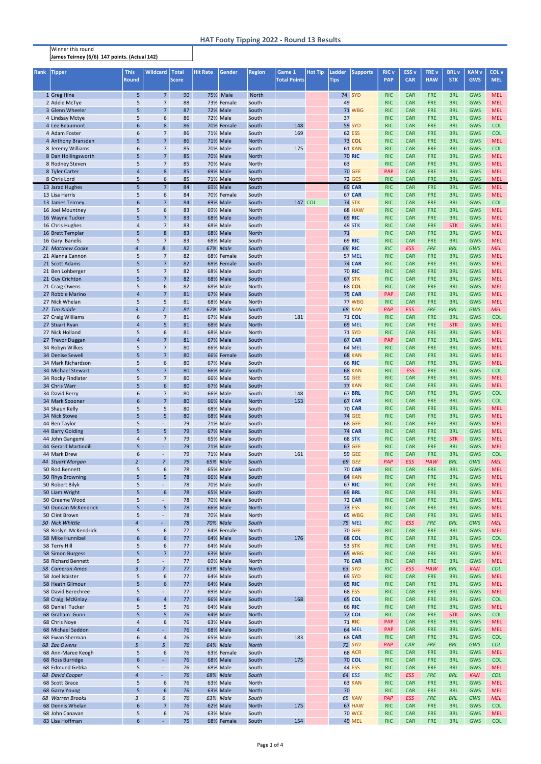# HAT Footy Tipping 2022 - Round 13 Results

Winner this round
**James Teirney (6/6) 147 points. (Actual 142)**

| Rank | Tipper | This Round | Wildcard | Total Score | Hit Rate | Gender | Region | Game 1 Total Points | Hot Tip | Ladder Tips | Supports | RIC v PAP | ESS v CAR | FRE v HAW | BRL v STK | KAN v GWS | COL v MEL |
|---|---|---|---|---|---|---|---|---|---|---|---|---|---|---|---|---|---|
| 1 | Greg Hine | 5 | 7 | 90 | 75% | Male | North | | | 74 | SYD | RIC | CAR | FRE | BRL | GWS | MEL |
| 2 | Adele McTye | 5 | 7 | 88 | 73% | Female | South | | | 49 | | RIC | CAR | FRE | BRL | GWS | MEL |
| 3 | Glenn Wheeler | 5 | 7 | 87 | 72% | Male | South | | | 71 | WBG | RIC | CAR | FRE | BRL | GWS | MEL |
| 4 | Lindsay Mctye | 5 | 6 | 86 | 72% | Male | South | | | 37 | | RIC | CAR | FRE | BRL | GWS | MEL |
| 4 | Lee Beaumont | 6 | 8 | 86 | 70% | Female | South | 148 | | 59 | SYD | RIC | CAR | FRE | BRL | GWS | COL |
| 4 | Adam Foster | 6 | 7 | 86 | 71% | Male | South | 169 | | 62 | ESS | RIC | CAR | FRE | BRL | GWS | COL |
| 4 | Anthony Bransden | 5 | 7 | 86 | 71% | Male | North | | | 73 | COL | RIC | CAR | FRE | BRL | GWS | MEL |
| 8 | Jeremy Williams | 6 | 7 | 85 | 70% | Male | South | 175 | | 61 | KAN | RIC | CAR | FRE | BRL | GWS | COL |
| 8 | Dan Hollingsworth | 5 | 7 | 85 | 70% | Male | North | | | 70 | RIC | RIC | CAR | FRE | BRL | GWS | MEL |
| 8 | Rodney Steven | 5 | 7 | 85 | 70% | Male | North | | | 63 | | RIC | CAR | FRE | BRL | GWS | MEL |
| 8 | Tyler Carter | 4 | 8 | 85 | 69% | Male | South | | | 70 | GEE | PAP | CAR | FRE | BRL | GWS | MEL |
| 8 | Chris Lord | 5 | 6 | 85 | 71% | Male | North | | | 72 | GCS | RIC | CAR | FRE | BRL | GWS | MEL |
| 13 | Jarad Hughes | 5 | 7 | 84 | 69% | Male | South | | | 69 | CAR | RIC | CAR | FRE | BRL | GWS | MEL |
| 13 | Lisa Harris | 5 | 6 | 84 | 70% | Female | South | | | 67 | CAR | RIC | CAR | FRE | BRL | GWS | MEL |
| 13 | James Teirney | 6 | 7 | 84 | 69% | Male | South | 147 | COL | 74 | STK | RIC | CAR | FRE | BRL | GWS | COL |
| 16 | Joel Mountney | 5 | 6 | 83 | 69% | Male | North | | | 68 | HAW | RIC | CAR | FRE | BRL | GWS | MEL |
| 16 | Wayne Tucker | 5 | 7 | 83 | 68% | Male | South | | | 69 | RIC | RIC | CAR | FRE | BRL | GWS | MEL |
| 16 | Chris Hughes | 4 | 7 | 83 | 68% | Male | South | | | 49 | STK | RIC | CAR | FRE | STK | GWS | MEL |
| 16 | Brett Templar | 5 | 8 | 83 | 68% | Male | North | | | 71 | | RIC | CAR | FRE | BRL | GWS | MEL |
| 16 | Gary Banelis | 5 | 7 | 83 | 68% | Male | South | | | 69 | RIC | RIC | CAR | FRE | BRL | GWS | MEL |
| *21* | *Matthew Cooke* | *4* | *8* | *82* | *67%* | *Male* | *South* | | | *69* | *RIC* | *RIC* | *ESS* | *FRE* | *BRL* | *GWS* | *MEL* |
| 21 | Alanna Cannon | 5 | 7 | 82 | 68% | Female | South | | | 57 | MEL | RIC | CAR | FRE | BRL | GWS | MEL |
| 21 | Scott Adams | 5 | 7 | 82 | 68% | Female | South | | | 74 | CAR | RIC | CAR | FRE | BRL | GWS | MEL |
| 21 | Ben Lohberger | 5 | 7 | 82 | 68% | Male | South | | | 70 | RIC | RIC | CAR | FRE | BRL | GWS | MEL |
| 21 | Guy Crichton | 5 | 7 | 82 | 68% | Male | South | | | 67 | STK | RIC | CAR | FRE | BRL | GWS | MEL |
| 21 | Craig Owens | 5 | 6 | 82 | 68% | Male | North | | | 68 | COL | RIC | CAR | FRE | BRL | GWS | MEL |
| 27 | Robbie Marino | 4 | 7 | 81 | 67% | Male | South | | | 75 | CAR | PAP | CAR | FRE | BRL | GWS | MEL |
| 27 | Nick Whelan | 5 | 5 | 81 | 68% | Male | North | | | 77 | WBG | RIC | CAR | FRE | BRL | GWS | MEL |
| *27* | *Tim Kiddle* | *3* | *7* | *81* | *67%* | *Male* | *South* | | | *68* | *KAN* | *PAP* | *ESS* | *FRE* | *BRL* | *GWS* | *MEL* |
| 27 | Craig Williams | 6 | 7 | 81 | 67% | Male | South | 181 | | 71 | COL | RIC | CAR | FRE | BRL | GWS | COL |
| 27 | Stuart Ryan | 4 | 5 | 81 | 68% | Male | North | | | 69 | MEL | RIC | CAR | FRE | STK | GWS | MEL |
| 27 | Nick Holland | 5 | 6 | 81 | 68% | Male | North | | | 71 | SYD | RIC | CAR | FRE | BRL | GWS | MEL |
| 27 | Trevor Duggan | 4 | 7 | 81 | 67% | Male | South | | | 67 | CAR | PAP | CAR | FRE | BRL | GWS | MEL |
| 34 | Robyn Wilkes | 5 | 7 | 80 | 66% | Male | South | | | 64 | MEL | RIC | CAR | FRE | BRL | GWS | MEL |
| 34 | Denise Sewell | 5 | 7 | 80 | 66% | Female | South | | | 68 | KAN | RIC | CAR | FRE | BRL | GWS | MEL |
| 34 | Mark Richardson | 5 | 6 | 80 | 67% | Male | South | | | 66 | RIC | RIC | CAR | FRE | BRL | GWS | MEL |
| 34 | Michael Stewart | 5 | 7 | 80 | 66% | Male | South | | | 68 | KAN | RIC | ESS | FRE | BRL | GWS | COL |
| 34 | Rocky Findlater | 5 | 7 | 80 | 66% | Male | North | | | 59 | GEE | RIC | CAR | FRE | BRL | GWS | MEL |
| 34 | Chris Warr | 5 | 6 | 80 | 67% | Male | South | | | 77 | KAN | RIC | CAR | FRE | BRL | GWS | MEL |
| 34 | David Berry | 6 | 7 | 80 | 66% | Male | South | 148 | | 67 | BRL | RIC | CAR | FRE | BRL | GWS | COL |
| 34 | Mark Spooner | 6 | 7 | 80 | 66% | Male | North | 153 | | 67 | CAR | RIC | CAR | FRE | BRL | GWS | COL |
| 34 | Shaun Kelly | 5 | 5 | 80 | 68% | Male | South | | | 70 | CAR | RIC | CAR | FRE | BRL | GWS | MEL |
| 34 | Nick Stowe | 5 | 5 | 80 | 68% | Male | South | | | 74 | GEE | RIC | CAR | FRE | BRL | GWS | MEL |
| 44 | Ben Taylor | 5 | - | 79 | 71% | Male | South | | | 68 | GEE | RIC | CAR | FRE | BRL | GWS | MEL |
| 44 | Barry Golding | 5 | 5 | 79 | 67% | Male | South | | | 74 | CAR | RIC | CAR | FRE | BRL | GWS | MEL |
| 44 | John Gangemi | 4 | 7 | 79 | 65% | Male | South | | | 68 | STK | RIC | CAR | FRE | STK | GWS | MEL |
| 44 | Gerard Martindill | 5 | - | 79 | 71% | Male | South | | | 67 | GEE | RIC | CAR | FRE | BRL | GWS | MEL |
| 44 | Mark Drew | 6 | - | 79 | 71% | Male | South | 161 | | 59 | GEE | RIC | CAR | FRE | BRL | GWS | COL |
| *44* | *Stuart Morgan* | *2* | *7* | *79* | *65%* | *Male* | *South* | | | *69* | *GEE* | *PAP* | *ESS* | *HAW* | *BRL* | *GWS* | *MEL* |
| 50 | Rod Bennett | 5 | 6 | 78 | 65% | Male | South | | | 70 | CAR | RIC | CAR | FRE | BRL | GWS | MEL |
| 50 | Rhys Browning | 5 | 5 | 78 | 66% | Male | South | | | 64 | KAN | RIC | CAR | FRE | BRL | GWS | MEL |
| 50 | Robert Bilyk | 5 | - | 78 | 70% | Male | South | | | 67 | RIC | RIC | CAR | FRE | BRL | GWS | MEL |
| 50 | Liam Wright | 5 | 6 | 78 | 65% | Male | South | | | 69 | BRL | RIC | CAR | FRE | BRL | GWS | MEL |
| 50 | Graeme Wood | 5 | - | 78 | 70% | Male | South | | | 72 | CAR | RIC | CAR | FRE | BRL | GWS | MEL |
| 50 | Duncan McKendrick | 5 | 5 | 78 | 66% | Male | North | | | 73 | ESS | RIC | CAR | FRE | BRL | GWS | MEL |
| 50 | Clint Brown | 5 | - | 78 | 70% | Male | North | | | 65 | WBG | RIC | CAR | FRE | BRL | GWS | MEL |
| *50* | *Nick Whittle* | *4* | *-* | *78* | *70%* | *Male* | *South* | | | *75* | *MEL* | *RIC* | *ESS* | *FRE* | *BRL* | *GWS* | *MEL* |
| 58 | Roslyn McKendrick | 5 | 6 | 77 | 64% | Female | South | | | 70 | GEE | RIC | CAR | FRE | BRL | GWS | MEL |
| 58 | Mike Hunnibell | 6 | 6 | 77 | 64% | Male | South | 176 | | 68 | COL | RIC | CAR | FRE | BRL | GWS | COL |
| 58 | Terry Hill | 5 | 6 | 77 | 64% | Male | South | | | 53 | STK | RIC | CAR | FRE | BRL | GWS | MEL |
| 58 | Simon Burgess | 5 | 7 | 77 | 63% | Male | South | | | 65 | WBG | RIC | CAR | FRE | BRL | GWS | MEL |
| 58 | Richard Bennett | 5 | - | 77 | 69% | Male | North | | | 76 | CAR | RIC | CAR | FRE | BRL | GWS | MEL |
| *58* | *Cameron Amos* | *3* | *7* | *77* | *63%* | *Male* | *North* | | | *63* | *SYD* | *RIC* | *ESS* | *HAW* | *BRL* | *KAN* | *COL* |
| 58 | Joel Isbister | 5 | 6 | 77 | 64% | Male | South | | | 69 | SYD | RIC | CAR | FRE | BRL | GWS | MEL |
| 58 | Heath Gilmour | 5 | 6 | 77 | 64% | Male | South | | | 65 | RIC | RIC | CAR | FRE | BRL | GWS | MEL |
| 58 | David Berechree | 5 | - | 77 | 69% | Male | South | | | 68 | ESS | RIC | CAR | FRE | BRL | GWS | MEL |
| 58 | Craig McKinlay | 6 | 4 | 77 | 66% | Male | South | 168 | | 65 | COL | RIC | CAR | FRE | BRL | GWS | COL |
| 68 | Daniel Tucker | 5 | 5 | 76 | 64% | Male | South | | | 66 | RIC | RIC | CAR | FRE | BRL | GWS | MEL |
| 68 | Graham Gunn | 5 | 5 | 76 | 64% | Male | South | | | 72 | COL | RIC | CAR | FRE | STK | GWS | COL |
| 68 | Chris Noye | 4 | 6 | 76 | 63% | Male | North | | | 71 | RIC | PAP | CAR | FRE | BRL | GWS | MEL |
| 68 | Michael Seddon | 4 | - | 76 | 68% | Male | South | | | 64 | MEL | PAP | CAR | FRE | BRL | GWS | MEL |
| 68 | Ewan Sherman | 6 | 4 | 76 | 65% | Male | South | 183 | | 68 | CAR | RIC | CAR | FRE | BRL | GWS | COL |
| *68* | *Zac Owens* | *5* | *5* | *76* | *64%* | *Male* | *North* | | | *72* | *SYD* | *PAP* | *CAR* | *FRE* | *BRL* | *GWS* | *COL* |
| 68 | Ann-Maree Keogh | 5 | 6 | 76 | 63% | Female | South | | | 68 | ACR | RIC | CAR | FRE | BRL | GWS | MEL |
| 68 | Ross Burridge | 6 | - | 76 | 68% | Male | South | 175 | | 70 | COL | RIC | CAR | FRE | BRL | GWS | COL |
| 68 | Edmund Gebka | 5 | - | 76 | 68% | Male | South | | | 44 | ESS | RIC | CAR | FRE | BRL | GWS | MEL |
| *68* | *David Cooper* | *4* | *-* | *76* | *68%* | *Male* | *South* | | | *64* | *ESS* | *RIC* | *ESS* | *FRE* | *BRL* | *KAN* | *COL* |
| 68 | Scott Grace | 5 | 6 | 76 | 63% | Male | North | | | 63 | KAN | RIC | CAR | FRE | BRL | GWS | MEL |
| 68 | Garry Young | 5 | 6 | 76 | 63% | Male | North | | | 70 | | RIC | CAR | FRE | BRL | GWS | MEL |
| *68* | *Warren Brooks* | *3* | *6* | *76* | *63%* | *Male* | *South* | | | *65* | *KAN* | *PAP* | *ESS* | *FRE* | *BRL* | *GWS* | *MEL* |
| 68 | Dennis Whelan | 6 | 7 | 76 | 62% | Male | North | 175 | | 67 | HAW | RIC | CAR | FRE | BRL | GWS | COL |
| 68 | John Canavan | 5 | 6 | 76 | 63% | Male | South | | | 70 | WCE | RIC | CAR | FRE | BRL | GWS | MEL |
| 83 | Lisa Hoffman | 6 | - | 75 | 68% | Female | South | 154 | | 49 | MEL | RIC | CAR | FRE | BRL | GWS | COL |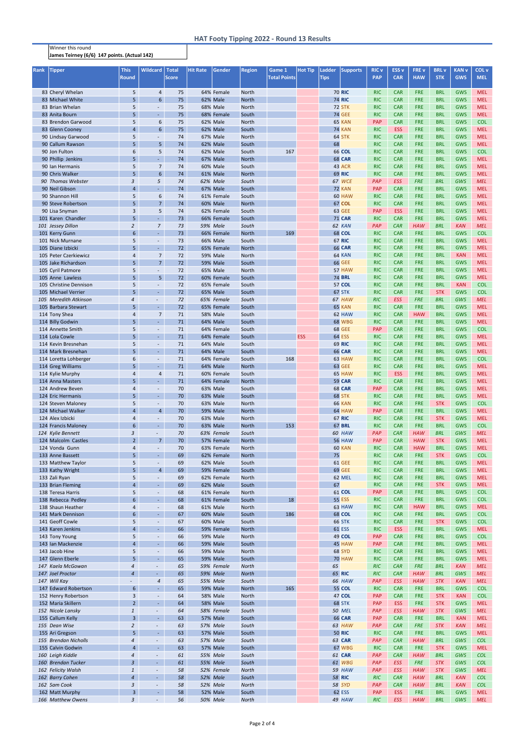# HAT Footy Tipping 2022 - Round 13 Results

Winner this round
**James Teirney (6/6) 147 points. (Actual 142)**

| Rank | Tipper | This Round | Wildcard | Total Score | Hit Rate | Gender | Region | Game 1 Total Points | Hot Tip | Ladder Tips | Supports | RIC v PAP | ESS v CAR | FRE v HAW | BRL v STK | KAN v GWS | COL v MEL |
|---|---|---|---|---|---|---|---|---|---|---|---|---|---|---|---|---|---|
| 83 | Cheryl Whelan | 5 | 4 | 75 | 64% | Female | North | | | 70 | RIC | RIC | CAR | FRE | BRL | GWS | MEL |
| 83 | Michael White | 5 | 6 | 75 | 62% | Male | North | | | 74 | RIC | RIC | CAR | FRE | BRL | GWS | MEL |
| 83 | Brian Whelan | 5 | - | 75 | 68% | Male | North | | | 72 | STK | RIC | CAR | FRE | BRL | GWS | MEL |
| 83 | Anita Bourn | 5 | - | 75 | 68% | Female | South | | | 74 | GEE | RIC | CAR | FRE | BRL | GWS | MEL |
| 83 | Brendon Garwood | 5 | 6 | 75 | 62% | Male | North | | | 65 | KAN | PAP | CAR | FRE | BRL | GWS | COL |
| 83 | Glenn Cooney | 4 | 6 | 75 | 62% | Male | South | | | 74 | KAN | RIC | ESS | FRE | BRL | GWS | MEL |
| 90 | Lindsay Garwood | 5 | - | 74 | 67% | Male | North | | | 64 | STK | RIC | CAR | FRE | BRL | GWS | MEL |
| 90 | Callum Rawson | 5 | 5 | 74 | 62% | Male | South | | | 68 | | RIC | CAR | FRE | BRL | GWS | MEL |
| 90 | Jon Fulton | 6 | 5 | 74 | 62% | Male | South | 167 | | 66 | COL | RIC | CAR | FRE | BRL | GWS | COL |
| 90 | Phillip Jenkins | 5 | - | 74 | 67% | Male | North | | | 68 | CAR | RIC | CAR | FRE | BRL | GWS | MEL |
| 90 | Ian Hermanis | 5 | 7 | 74 | 60% | Male | South | | | 43 | ACR | RIC | CAR | FRE | BRL | GWS | MEL |
| 90 | Chris Walker | 5 | 6 | 74 | 61% | Male | North | | | 69 | RIC | RIC | CAR | FRE | BRL | GWS | MEL |
| *90* | *Thomas Webster* | *3* | *5* | *74* | *62%* | *Male* | *South* | | | *67* | *WCE* | *PAP* | *ESS* | *FRE* | *BRL* | *GWS* | *MEL* |
| 90 | Neil Gibson | 4 | - | 74 | 67% | Male | South | | | 72 | KAN | PAP | CAR | FRE | BRL | GWS | MEL |
| 90 | Shannon Hill | 5 | 6 | 74 | 61% | Female | South | | | 60 | HAW | RIC | CAR | FRE | BRL | GWS | MEL |
| 90 | Steve Robertson | 5 | 7 | 74 | 60% | Male | North | | | 67 | COL | RIC | CAR | FRE | BRL | GWS | MEL |
| 90 | Lisa Snyman | 3 | 5 | 74 | 62% | Female | South | | | 63 | GEE | PAP | ESS | FRE | BRL | GWS | MEL |
| 101 | Karen Chandler | 5 | - | 73 | 66% | Female | South | | | 71 | CAR | RIC | CAR | FRE | BRL | GWS | MEL |
| *101* | *Jessey Dillon* | *2* | *7* | *73* | *59%* | *Male* | *South* | | | *62* | *KAN* | *PAP* | *CAR* | *HAW* | *BRL* | *KAN* | *MEL* |
| 101 | Kerry Gunn | 6 | - | 73 | 66% | Female | North | 169 | | 68 | COL | RIC | CAR | FRE | BRL | GWS | COL |
| 101 | Nick Murnane | 5 | - | 73 | 66% | Male | South | | | 67 | RIC | RIC | CAR | FRE | BRL | GWS | MEL |
| 105 | Diane Izbicki | 5 | - | 72 | 65% | Female | North | | | 66 | CAR | RIC | CAR | FRE | BRL | GWS | MEL |
| 105 | Peter Czerkiewicz | 4 | 7 | 72 | 59% | Male | North | | | 64 | KAN | RIC | CAR | FRE | BRL | KAN | MEL |
| 105 | Jake Richardson | 5 | 7 | 72 | 59% | Male | South | | | 66 | GEE | RIC | CAR | FRE | BRL | GWS | MEL |
| 105 | Cyril Patmore | 5 | - | 72 | 65% | Male | North | | | 57 | HAW | RIC | CAR | FRE | BRL | GWS | MEL |
| 105 | Anne Lawless | 5 | 5 | 72 | 60% | Female | South | | | 74 | BRL | RIC | CAR | FRE | BRL | GWS | MEL |
| 105 | Christine Dennison | 5 | - | 72 | 65% | Female | South | | | 57 | COL | RIC | CAR | FRE | BRL | KAN | COL |
| 105 | Michael Verrier | 5 | - | 72 | 65% | Male | South | | | 67 | STK | RIC | CAR | FRE | STK | GWS | COL |
| *105* | *Meredith Atkinson* | *4* | *-* | *72* | *65%* | *Female* | *South* | | | *67* | *HAW* | *RIC* | *ESS* | *FRE* | *BRL* | *GWS* | *MEL* |
| 105 | Barbara Stewart | 5 | - | 72 | 65% | Female | South | | | 65 | KAN | RIC | CAR | FRE | BRL | GWS | MEL |
| 114 | Tony Shea | 4 | 7 | 71 | 58% | Male | South | | | 62 | HAW | RIC | CAR | HAW | BRL | GWS | MEL |
| 114 | Billy Godwin | 5 | - | 71 | 64% | Male | South | | | 68 | WBG | RIC | CAR | FRE | BRL | GWS | MEL |
| 114 | Annette Smith | 5 | - | 71 | 64% | Female | South | | | 68 | GEE | PAP | CAR | FRE | BRL | GWS | COL |
| 114 | Lola Cowle | 5 | - | 71 | 64% | Female | South | | ESS | 64 | ESS | RIC | CAR | FRE | BRL | GWS | MEL |
| 114 | Kevin Bresnehan | 5 | - | 71 | 64% | Male | South | | | 69 | RIC | RIC | CAR | FRE | BRL | GWS | MEL |
| 114 | Mark Bresnehan | 5 | - | 71 | 64% | Male | South | | | 66 | CAR | RIC | CAR | FRE | BRL | GWS | MEL |
| 114 | Loretta Lohberger | 6 | - | 71 | 64% | Female | South | 168 | | 63 | HAW | RIC | CAR | FRE | BRL | GWS | COL |
| 114 | Greg Williams | 5 | - | 71 | 64% | Male | North | | | 63 | GEE | RIC | CAR | FRE | BRL | GWS | MEL |
| 114 | Kylie Murphy | 4 | 4 | 71 | 60% | Female | South | | | 65 | HAW | RIC | ESS | FRE | BRL | GWS | MEL |
| 114 | Anna Masters | 5 | - | 71 | 64% | Female | North | | | 59 | CAR | RIC | CAR | FRE | BRL | GWS | MEL |
| 124 | Andrew Beven | 4 | - | 70 | 63% | Male | South | | | 68 | CAR | PAP | CAR | FRE | BRL | GWS | MEL |
| 124 | Eric Hermanis | 5 | - | 70 | 63% | Male | South | | | 68 | STK | RIC | CAR | FRE | BRL | GWS | MEL |
| 124 | Steven Maloney | 5 | - | 70 | 63% | Male | North | | | 66 | KAN | RIC | CAR | FRE | STK | GWS | COL |
| 124 | Michael Walker | 4 | 4 | 70 | 59% | Male | North | | | 64 | HAW | PAP | CAR | FRE | BRL | GWS | MEL |
| 124 | Alex Izbicki | 4 | - | 70 | 63% | Male | North | | | 67 | RIC | RIC | CAR | FRE | STK | GWS | MEL |
| 124 | Francis Maloney | 6 | - | 70 | 63% | Male | North | 153 | | 67 | BRL | RIC | CAR | FRE | BRL | GWS | COL |
| *124* | *Kylie Bennett* | *3* | *-* | *70* | *63%* | *Female* | *South* | | | *60* | *HAW* | *PAP* | *CAR* | *HAW* | *BRL* | *GWS* | *MEL* |
| 124 | Malcolm Castles | 2 | 7 | 70 | 57% | Female | North | | | 56 | HAW | PAP | CAR | HAW | STK | GWS | MEL |
| 124 | Vonda Gunn | 4 | - | 70 | 63% | Female | North | | | 60 | KAN | RIC | CAR | HAW | BRL | GWS | MEL |
| 133 | Anne Bassett | 5 | - | 69 | 62% | Female | North | | | 75 | | RIC | CAR | FRE | STK | GWS | COL |
| 133 | Matthew Taylor | 5 | - | 69 | 62% | Male | South | | | 61 | GEE | RIC | CAR | FRE | BRL | GWS | MEL |
| 133 | Kathy Wright | 5 | 4 | 69 | 59% | Female | South | | | 69 | GEE | RIC | CAR | FRE | BRL | GWS | MEL |
| 133 | Zali Ryan | 5 | - | 69 | 62% | Female | North | | | 62 | MEL | RIC | CAR | FRE | BRL | GWS | MEL |
| 133 | Brian Fleming | 4 | - | 69 | 62% | Male | South | | | 67 | | RIC | CAR | FRE | STK | GWS | MEL |
| 138 | Teresa Harris | 5 | - | 68 | 61% | Female | North | | | 61 | COL | PAP | CAR | FRE | BRL | GWS | COL |
| 138 | Rebecca Pedley | 6 | - | 68 | 61% | Female | South | 18 | | 55 | ESS | RIC | CAR | FRE | BRL | GWS | COL |
| 138 | Shaun Heather | 4 | - | 68 | 61% | Male | North | | | 63 | HAW | RIC | CAR | HAW | BRL | GWS | MEL |
| 141 | Mark Dennison | 6 | - | 67 | 60% | Male | South | 186 | | 68 | COL | RIC | CAR | FRE | BRL | GWS | COL |
| 141 | Geoff Cowle | 5 | - | 67 | 60% | Male | South | | | 66 | STK | RIC | CAR | FRE | STK | GWS | COL |
| 143 | Karen Jenkins | 4 | - | 66 | 59% | Female | North | | | 61 | ESS | RIC | ESS | FRE | BRL | GWS | MEL |
| 143 | Tony Young | 5 | - | 66 | 59% | Male | North | | | 49 | COL | PAP | CAR | FRE | BRL | GWS | COL |
| 143 | Ian Mackenzie | 4 | - | 66 | 59% | Male | South | | | 45 | HAW | PAP | CAR | FRE | BRL | GWS | MEL |
| 143 | Jacob Hine | 5 | - | 66 | 59% | Male | North | | | 68 | SYD | RIC | CAR | FRE | BRL | GWS | MEL |
| 147 | Glenn Eberle | 5 | - | 65 | 59% | Male | South | | | 70 | HAW | RIC | CAR | FRE | BRL | GWS | MEL |
| *147* | *Kaela McGowan* | *4* | *-* | *65* | *59%* | *Female* | *North* | | | *65* | | *RIC* | *CAR* | *FRE* | *BRL* | *KAN* | *MEL* |
| *147* | *Joel Proctor* | *4* | *-* | *65* | *59%* | *Male* | *North* | | | *65* | *RIC* | *RIC* | *CAR* | *HAW* | *BRL* | *GWS* | *MEL* |
| *147* | *Will Kay* | *-* | *4* | *65* | *55%* | *Male* | *South* | | | *66* | *HAW* | *PAP* | *ESS* | *HAW* | *STK* | *KAN* | *MEL* |
| 147 | Edward Robertson | 6 | - | 65 | 59% | Male | North | 165 | | 55 | COL | RIC | CAR | FRE | BRL | GWS | COL |
| 152 | Henry Robertson | 3 | - | 64 | 58% | Male | North | | | 47 | COL | PAP | CAR | FRE | STK | KAN | COL |
| 152 | Maria Skillern | 2 | - | 64 | 58% | Male | South | | | 68 | STK | PAP | ESS | FRE | STK | GWS | MEL |
| *152* | *Nicole Lansky* | *1* | *-* | *64* | *58%* | *Female* | *South* | | | *50* | *MEL* | *PAP* | *ESS* | *HAW* | *STK* | *GWS* | *MEL* |
| 155 | Callum Kelly | 3 | - | 63 | 57% | Male | South | | | 66 | CAR | PAP | CAR | FRE | BRL | KAN | MEL |
| *155* | *Dean Wise* | *2* | *-* | *63* | *57%* | *Male* | *South* | | | *63* | *HAW* | *PAP* | *CAR* | *FRE* | *STK* | *KAN* | *MEL* |
| 155 | Ari Gregson | 5 | - | 63 | 57% | Male | South | | | 50 | RIC | RIC | CAR | FRE | BRL | GWS | MEL |
| *155* | *Brendan Nicholls* | *4* | *-* | *63* | *57%* | *Male* | *South* | | | *63* | *CAR* | *PAP* | *CAR* | *HAW* | *BRL* | *GWS* | *COL* |
| 155 | Calvin Godwin | 4 | - | 63 | 57% | Male | South | | | 67 | WBG | RIC | CAR | FRE | STK | GWS | MEL |
| *160* | *Leigh Kiddle* | *4* | *-* | *61* | *55%* | *Male* | *South* | | | *61* | *CAR* | *PAP* | *CAR* | *HAW* | *BRL* | *GWS* | *COL* |
| *160* | *Brendan Tucker* | *3* | *-* | *61* | *55%* | *Male* | *South* | | | *61* | *WBG* | *PAP* | *ESS* | *FRE* | *STK* | *GWS* | *COL* |
| *162* | *Felicity Walsh* | *1* | *-* | *58* | *52%* | *Female* | *North* | | | *59* | *HAW* | *PAP* | *ESS* | *HAW* | *STK* | *GWS* | *MEL* |
| *162* | *Barry Cohen* | *4* | *-* | *58* | *52%* | *Male* | *South* | | | *58* | *RIC* | *RIC* | *CAR* | *HAW* | *BRL* | *KAN* | *COL* |
| *162* | *Sam Cook* | *3* | *-* | *58* | *52%* | *Male* | *North* | | | *58* | *SYD* | *PAP* | *CAR* | *HAW* | *BRL* | *KAN* | *COL* |
| 162 | Matt Murphy | 3 | - | 58 | 52% | Male | South | | | 62 | ESS | PAP | ESS | FRE | BRL | GWS | MEL |
| *166* | *Matthew Owens* | *3* | *-* | *56* | *50%* | *Male* | *North* | | | *49* | *HAW* | *RIC* | *ESS* | *HAW* | *BRL* | *GWS* | *MEL* |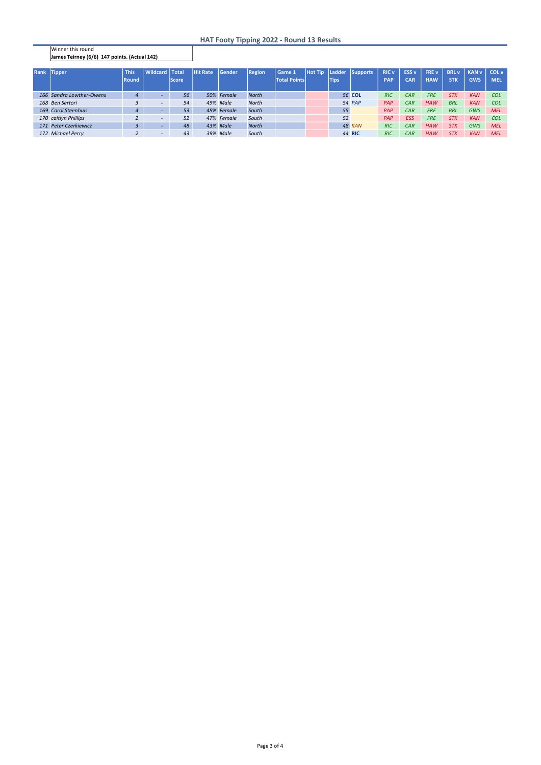# HAT Footy Tipping 2022 - Round 13 Results

Winner this round
**James Teirney (6/6) 147 points. (Actual 142)**

| Rank | Tipper | This Round | Wildcard | Total Score | Hit Rate | Gender | Region | Game 1 Total Points | Hot Tip | Ladder Tips | Supports | RIC v PAP | ESS v CAR | FRE v HAW | BRL v STK | KAN v GWS | COL v MEL |
|---|---|---|---|---|---|---|---|---|---|---|---|---|---|---|---|---|---|
| 166 | Sandra Lowther-Owens | 4 | - | 56 | 50% | Female | North | | | 56 | COL | RIC | CAR | FRE | STK | KAN | COL |
| 168 | Ben Sertori | 3 | - | 54 | 49% | Male | North | | | 54 | PAP | PAP | CAR | HAW | BRL | KAN | COL |
| 169 | Carol Steenhuis | 4 | - | 53 | 48% | Female | South | | | 55 | | PAP | CAR | FRE | BRL | GWS | MEL |
| 170 | caitlyn Phillips | 2 | - | 52 | 47% | Female | South | | | 52 | | PAP | ESS | FRE | STK | KAN | COL |
| 171 | Peter Czerkiewicz | 3 | - | 48 | 43% | Male | North | | | 48 | KAN | RIC | CAR | HAW | STK | GWS | MEL |
| 172 | Michael Perry | 2 | - | 43 | 39% | Male | South | | | 44 | RIC | RIC | CAR | HAW | STK | KAN | MEL |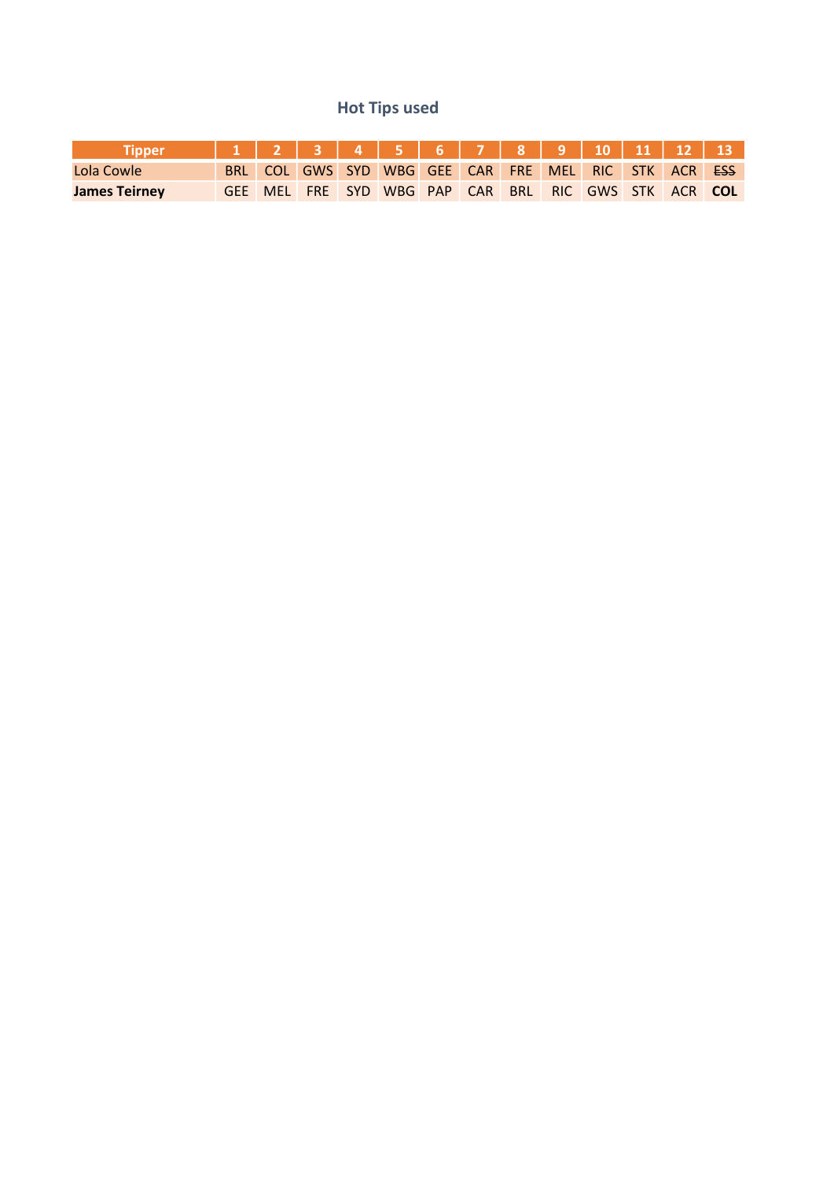## Hot Tips used

| Tipper | 1 | 2 | 3 | 4 | 5 | 6 | 7 | 8 | 9 | 10 | 11 | 12 | 13 |
|---|---|---|---|---|---|---|---|---|---|---|---|---|---|
| Lola Cowle | BRL | COL | GWS | SYD | WBG | GEE | CAR | FRE | MEL | RIC | STK | ACR | ~~ESS~~ |
| **James Teirney** | GEE | MEL | FRE | SYD | WBG | PAP | CAR | BRL | RIC | GWS | STK | ACR | **COL** |